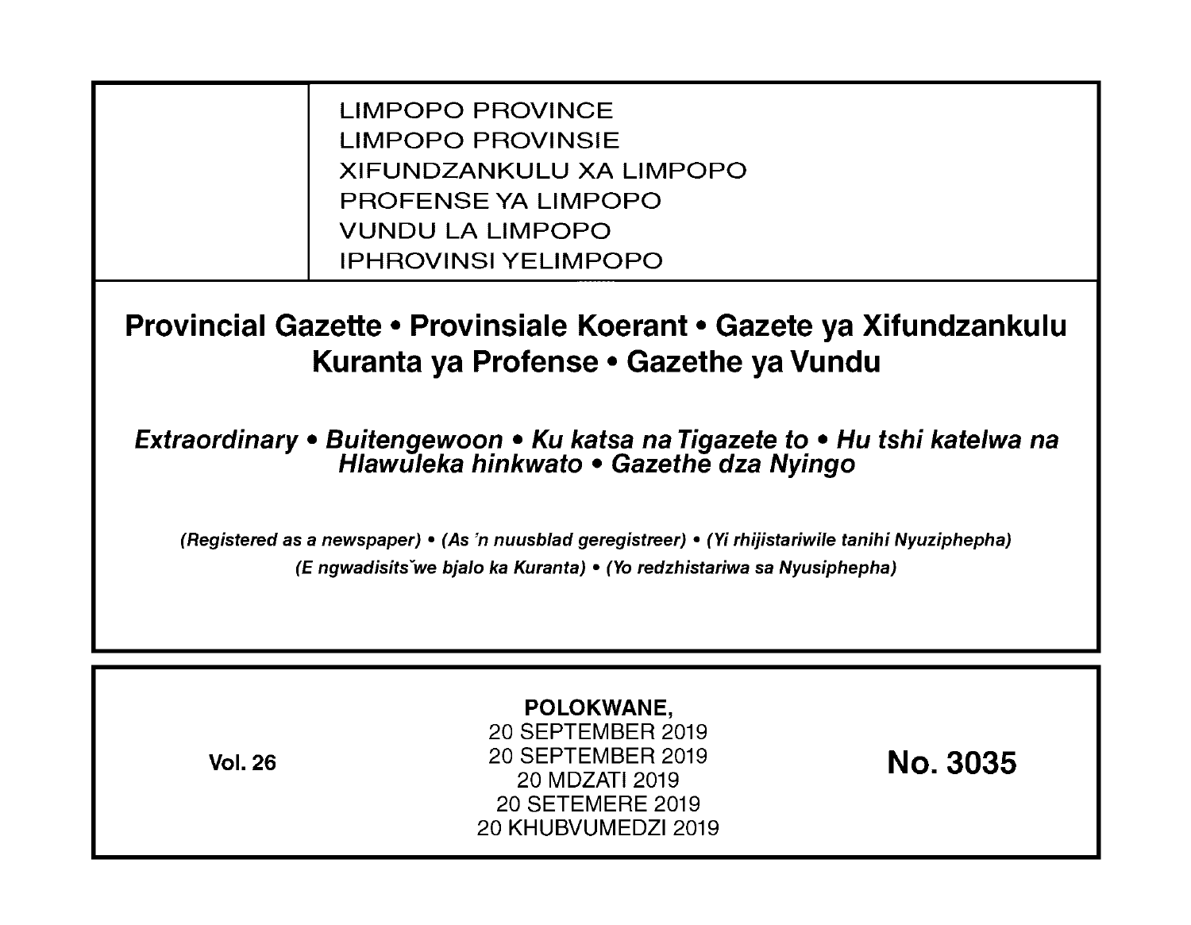LIMPOPO PROVINCE
LIMPOPO PROVINSIE
XIFUNDZANKULU XA LIMPOPO
PROFENSE YA LIMPOPO
VUNDU LA LIMPOPO
IPHROVINSI YELIMPOPO

# Provincial Gazette • Provinsiale Koerant • Gazete ya Xifundzankulu Kuranta ya Profense • Gazethe ya Vundu

***Extraordinary • Buitengewoon • Ku katsa na Tigazete to • Hu tshi katelwa na Hlawuleka hinkwato • Gazethe dza Nyingo***

***(Registered as a newspaper) • (As 'n nuusblad geregistreer) • (Yi rhijistariwile tanihi Nyuziphepha)***
***(E ngwadisitšwe bjalo ka Kuranta) • (Yo redzhistariwa sa Nyusiphepha)***

**Vol. 26**

**POLOKWANE,**
20 SEPTEMBER 2019
20 SEPTEMBER 2019
20 MDZATI 2019
20 SETEMERE 2019
20 KHUBVUMEDZI 2019

**No. 3035**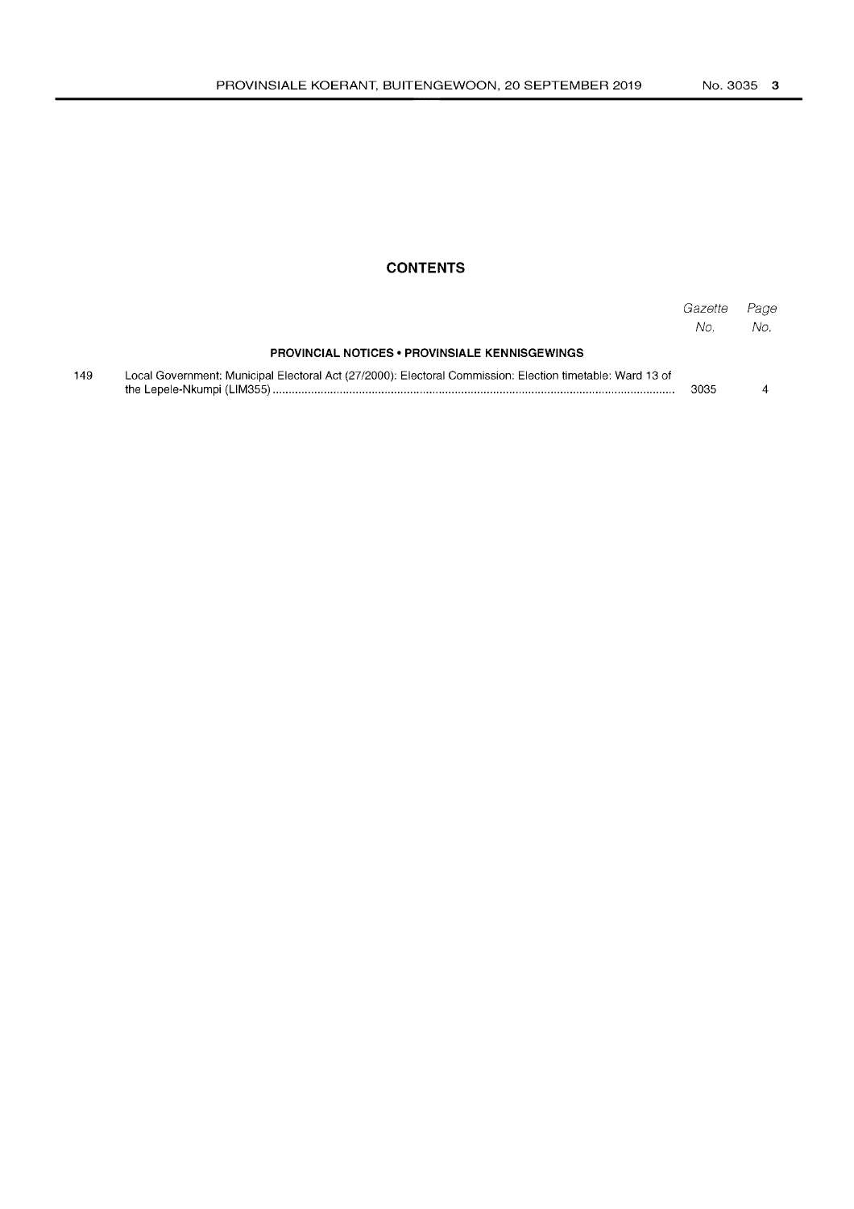## CONTENTS

| | | Gazette No. | Page No. |
|---|---|---|---|
| | **PROVINCIAL NOTICES • PROVINSIALE KENNISGEWINGS** | | |
| 149 | Local Government: Municipal Electoral Act (27/2000): Electoral Commission: Election timetable: Ward 13 of the Lepele-Nkumpi (LIM355) | 3035 | 4 |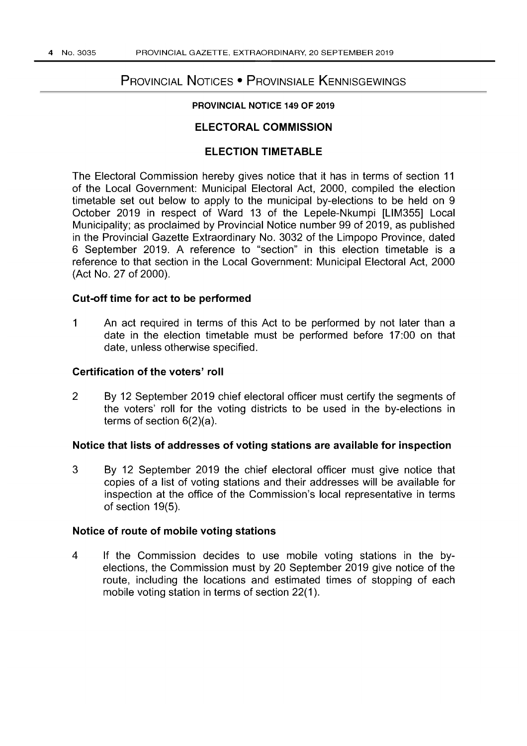# Provincial Notices • Provinsiale Kennisgewings

**PROVINCIAL NOTICE 149 OF 2019**

## ELECTORAL COMMISSION

## ELECTION TIMETABLE

The Electoral Commission hereby gives notice that it has in terms of section 11 of the Local Government: Municipal Electoral Act, 2000, compiled the election timetable set out below to apply to the municipal by-elections to be held on 9 October 2019 in respect of Ward 13 of the Lepele-Nkumpi [LIM355] Local Municipality; as proclaimed by Provincial Notice number 99 of 2019, as published in the Provincial Gazette Extraordinary No. 3032 of the Limpopo Province, dated 6 September 2019. A reference to "section" in this election timetable is a reference to that section in the Local Government: Municipal Electoral Act, 2000 (Act No. 27 of 2000).

### Cut-off time for act to be performed

1 An act required in terms of this Act to be performed by not later than a date in the election timetable must be performed before 17:00 on that date, unless otherwise specified.

### Certification of the voters' roll

2 By 12 September 2019 chief electoral officer must certify the segments of the voters' roll for the voting districts to be used in the by-elections in terms of section 6(2)(a).

### Notice that lists of addresses of voting stations are available for inspection

3 By 12 September 2019 the chief electoral officer must give notice that copies of a list of voting stations and their addresses will be available for inspection at the office of the Commission's local representative in terms of section 19(5).

### Notice of route of mobile voting stations

4 If the Commission decides to use mobile voting stations in the by-elections, the Commission must by 20 September 2019 give notice of the route, including the locations and estimated times of stopping of each mobile voting station in terms of section 22(1).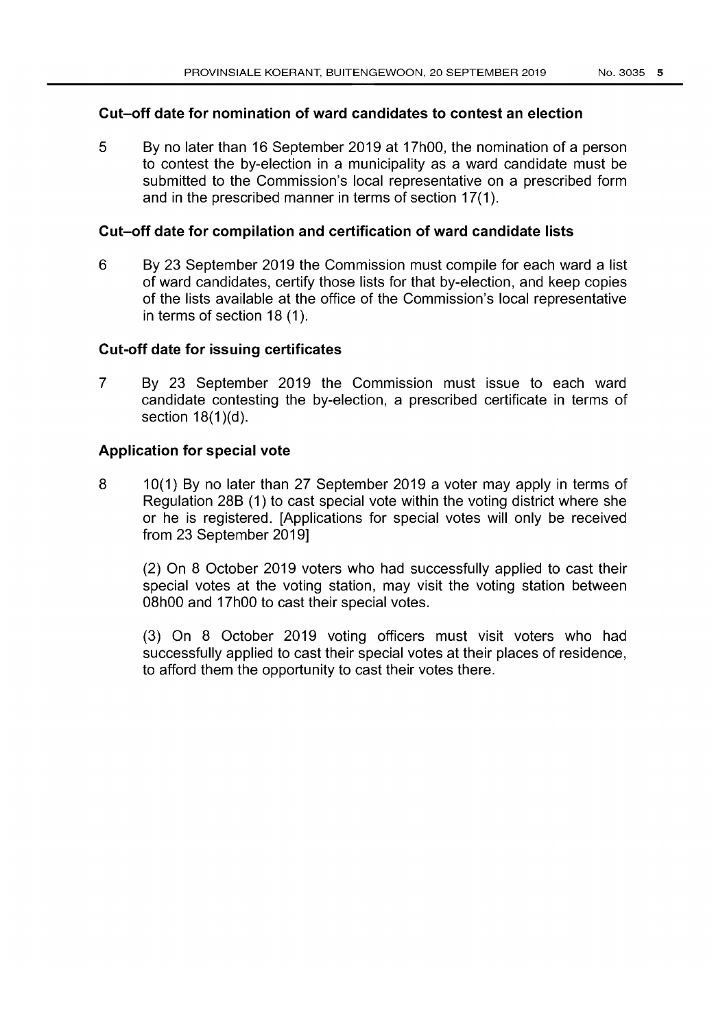### Cut–off date for nomination of ward candidates to contest an election

5 By no later than 16 September 2019 at 17h00, the nomination of a person to contest the by-election in a municipality as a ward candidate must be submitted to the Commission's local representative on a prescribed form and in the prescribed manner in terms of section 17(1).

### Cut–off date for compilation and certification of ward candidate lists

6 By 23 September 2019 the Commission must compile for each ward a list of ward candidates, certify those lists for that by-election, and keep copies of the lists available at the office of the Commission's local representative in terms of section 18 (1).

### Cut-off date for issuing certificates

7 By 23 September 2019 the Commission must issue to each ward candidate contesting the by-election, a prescribed certificate in terms of section 18(1)(d).

### Application for special vote

8 10(1) By no later than 27 September 2019 a voter may apply in terms of Regulation 28B (1) to cast special vote within the voting district where she or he is registered. [Applications for special votes will only be received from 23 September 2019]

(2) On 8 October 2019 voters who had successfully applied to cast their special votes at the voting station, may visit the voting station between 08h00 and 17h00 to cast their special votes.

(3) On 8 October 2019 voting officers must visit voters who had successfully applied to cast their special votes at their places of residence, to afford them the opportunity to cast their votes there.